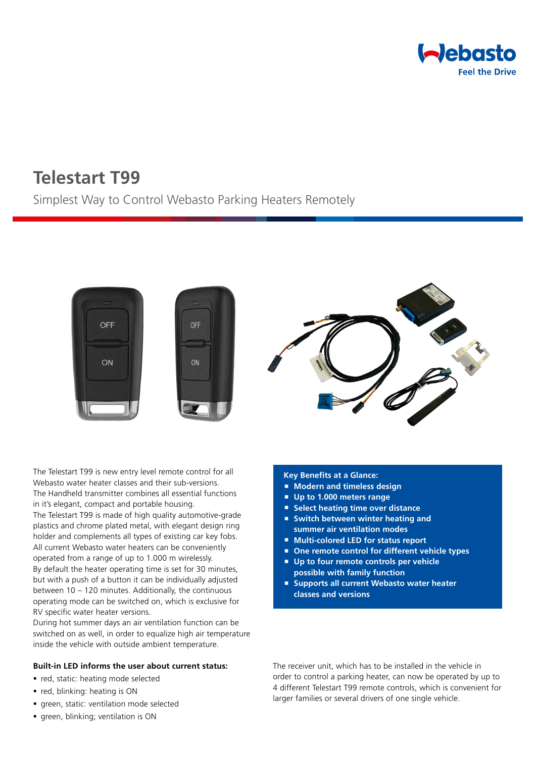Webasto Feel the Drive

# Telestart T99

## Simplest Way to Control Webasto Parking Heaters Remotely

The Telestart T99 is new entry level remote control for all Webasto water heater classes and their sub-versions.
The Handheld transmitter combines all essential functions in it's elegant, compact and portable housing.
The Telestart T99 is made of high quality automotive-grade plastics and chrome plated metal, with elegant design ring holder and complements all types of existing car key fobs.
All current Webasto water heaters can be conveniently operated from a range of up to 1.000 m wirelessly.
By default the heater operating time is set for 30 minutes, but with a push of a button it can be individually adjusted between 10 – 120 minutes. Additionally, the continuous operating mode can be switched on, which is exclusive for RV specific water heater versions.
During hot summer days an air ventilation function can be switched on as well, in order to equalize high air temperature inside the vehicle with outside ambient temperature.

**Built-in LED informs the user about current status:**

- red, static: heating mode selected
- red, blinking: heating is ON
- green, static: ventilation mode selected
- green, blinking; ventilation is ON

**Key Benefits at a Glance:**

- **Modern and timeless design**
- **Up to 1.000 meters range**
- **Select heating time over distance**
- **Switch between winter heating and summer air ventilation modes**
- **Multi-colored LED for status report**
- **One remote control for different vehicle types**
- **Up to four remote controls per vehicle possible with family function**
- **Supports all current Webasto water heater classes and versions**

The receiver unit, which has to be installed in the vehicle in order to control a parking heater, can now be operated by up to 4 different Telestart T99 remote controls, which is convenient for larger families or several drivers of one single vehicle.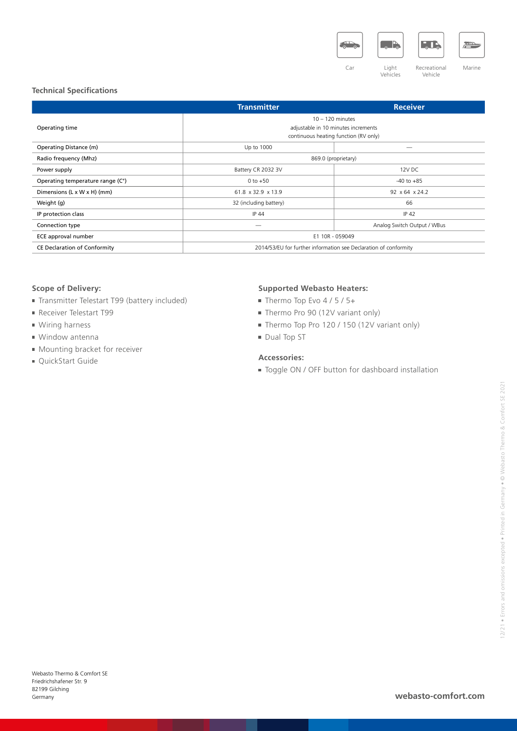Car | Light Vehicles | Recreational Vehicle | Marine

## Technical Specifications

| | Transmitter | Receiver |
|---|---|---|
| Operating time | 10 – 120 minutes<br>adjustable in 10 minutes increments<br>continuous heating function (RV only) | |
| Operating Distance (m) | Up to 1000 | — |
| Radio frequency (Mhz) | 869.0 (proprietary) | |
| Power supply | Battery CR 2032 3V | 12V DC |
| Operating temperature range (C°) | 0 to +50 | -40 to +85 |
| Dimensions (L x W x H) (mm) | 61.8 x 32.9 x 13.9 | 92 x 64 x 24.2 |
| Weight (g) | 32 (including battery) | 66 |
| IP protection class | IP 44 | IP 42 |
| Connection type | — | Analog Switch Output / WBus |
| ECE approval number | E1 10R - 059049 | |
| CE Declaration of Conformity | 2014/53/EU for further information see Declaration of conformity | |

### Scope of Delivery:

- Transmitter Telestart T99 (battery included)
- Receiver Telestart T99
- Wiring harness
- Window antenna
- Mounting bracket for receiver
- QuickStart Guide

### Supported Webasto Heaters:

- Thermo Top Evo 4 / 5 / 5+
- Thermo Pro 90 (12V variant only)
- Thermo Top Pro 120 / 150 (12V variant only)
- Dual Top ST

### Accessories:

- Toggle ON / OFF button for dashboard installation

12/21 • Errors and omissions excepted • Printed in Germany • © Webasto Thermo & Comfort SE 2021

Webasto Thermo & Comfort SE
Friedrichshafener Str. 9
82199 Gilching
Germany

**webasto-comfort.com**